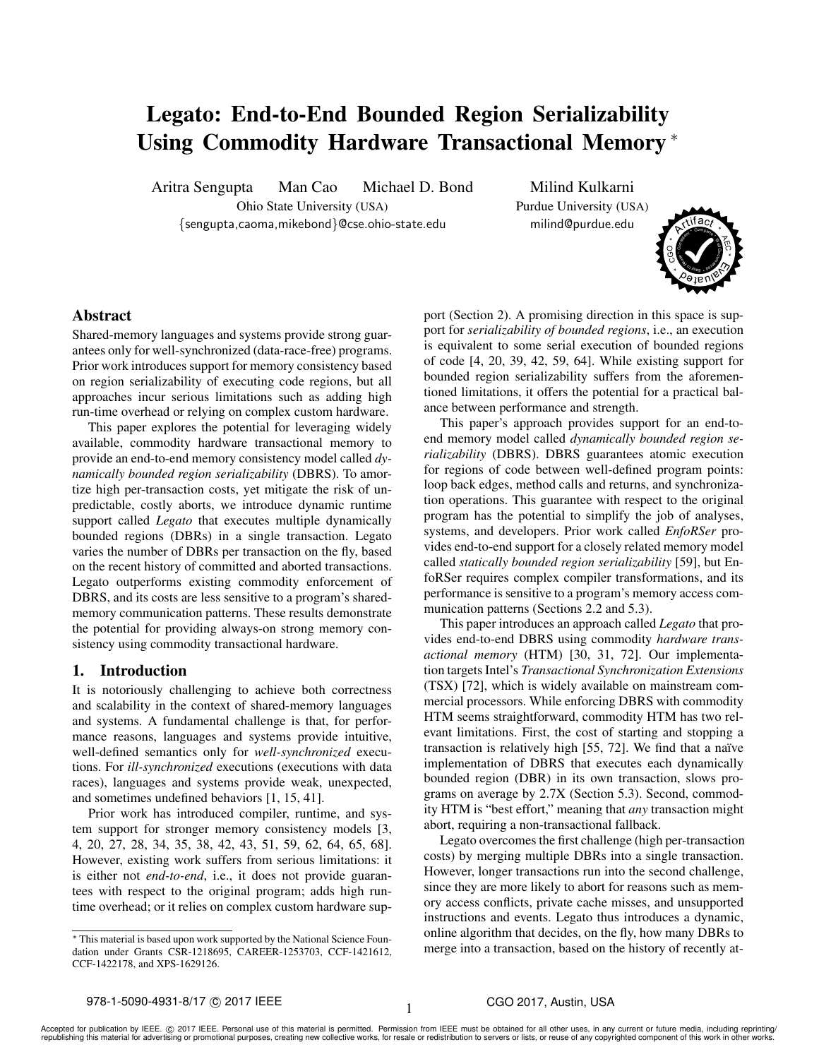# Legato: End-to-End Bounded Region Serializability Using Commodity Hardware Transactional Memory *

Aritra Sengupta Man Cao Michael D. Bond
Ohio State University (USA)
{sengupta,caoma,mikebond}@cse.ohio-state.edu

Milind Kulkarni
Purdue University (USA)
milind@purdue.edu

## Abstract

Shared-memory languages and systems provide strong guarantees only for well-synchronized (data-race-free) programs. Prior work introduces support for memory consistency based on region serializability of executing code regions, but all approaches incur serious limitations such as adding high run-time overhead or relying on complex custom hardware.

This paper explores the potential for leveraging widely available, commodity hardware transactional memory to provide an end-to-end memory consistency model called *dynamically bounded region serializability* (DBRS). To amortize high per-transaction costs, yet mitigate the risk of unpredictable, costly aborts, we introduce dynamic runtime support called *Legato* that executes multiple dynamically bounded regions (DBRs) in a single transaction. Legato varies the number of DBRs per transaction on the fly, based on the recent history of committed and aborted transactions. Legato outperforms existing commodity enforcement of DBRS, and its costs are less sensitive to a program's shared-memory communication patterns. These results demonstrate the potential for providing always-on strong memory consistency using commodity transactional hardware.

## 1. Introduction

It is notoriously challenging to achieve both correctness and scalability in the context of shared-memory languages and systems. A fundamental challenge is that, for performance reasons, languages and systems provide intuitive, well-defined semantics only for *well-synchronized* executions. For *ill-synchronized* executions (executions with data races), languages and systems provide weak, unexpected, and sometimes undefined behaviors [1, 15, 41].

Prior work has introduced compiler, runtime, and system support for stronger memory consistency models [3, 4, 20, 27, 28, 34, 35, 38, 42, 43, 51, 59, 62, 64, 65, 68]. However, existing work suffers from serious limitations: it is either not *end-to-end*, i.e., it does not provide guarantees with respect to the original program; adds high run-time overhead; or it relies on complex custom hardware support (Section 2). A promising direction in this space is support for *serializability of bounded regions*, i.e., an execution is equivalent to some serial execution of bounded regions of code [4, 20, 39, 42, 59, 64]. While existing support for bounded region serializability suffers from the aforementioned limitations, it offers the potential for a practical balance between performance and strength.

This paper's approach provides support for an end-to-end memory model called *dynamically bounded region serializability* (DBRS). DBRS guarantees atomic execution for regions of code between well-defined program points: loop back edges, method calls and returns, and synchronization operations. This guarantee with respect to the original program has the potential to simplify the job of analyses, systems, and developers. Prior work called *EnfoRSer* provides end-to-end support for a closely related memory model called *statically bounded region serializability* [59], but EnfoRSer requires complex compiler transformations, and its performance is sensitive to a program's memory access communication patterns (Sections 2.2 and 5.3).

This paper introduces an approach called *Legato* that provides end-to-end DBRS using commodity *hardware transactional memory* (HTM) [30, 31, 72]. Our implementation targets Intel's *Transactional Synchronization Extensions* (TSX) [72], which is widely available on mainstream commercial processors. While enforcing DBRS with commodity HTM seems straightforward, commodity HTM has two relevant limitations. First, the cost of starting and stopping a transaction is relatively high [55, 72]. We find that a naïve implementation of DBRS that executes each dynamically bounded region (DBR) in its own transaction, slows programs on average by 2.7X (Section 5.3). Second, commodity HTM is "best effort," meaning that *any* transaction might abort, requiring a non-transactional fallback.

Legato overcomes the first challenge (high per-transaction costs) by merging multiple DBRs into a single transaction. However, longer transactions run into the second challenge, since they are more likely to abort for reasons such as memory access conflicts, private cache misses, and unsupported instructions and events. Legato thus introduces a dynamic, online algorithm that decides, on the fly, how many DBRs to merge into a transaction, based on the history of recently at-

* This material is based upon work supported by the National Science Foundation under Grants CSR-1218695, CAREER-1253703, CCF-1421612, CCF-1422178, and XPS-1629126.

978-1-5090-4931-8/17 © 2017 IEEE CGO 2017, Austin, USA

Accepted for publication by IEEE. © 2017 IEEE. Personal use of this material is permitted. Permission from IEEE must be obtained for all other uses, in any current or future media, including reprinting/republishing this material for advertising or promotional purposes, creating new collective works, for resale or redistribution to servers or lists, or reuse of any copyrighted component of this work in other works.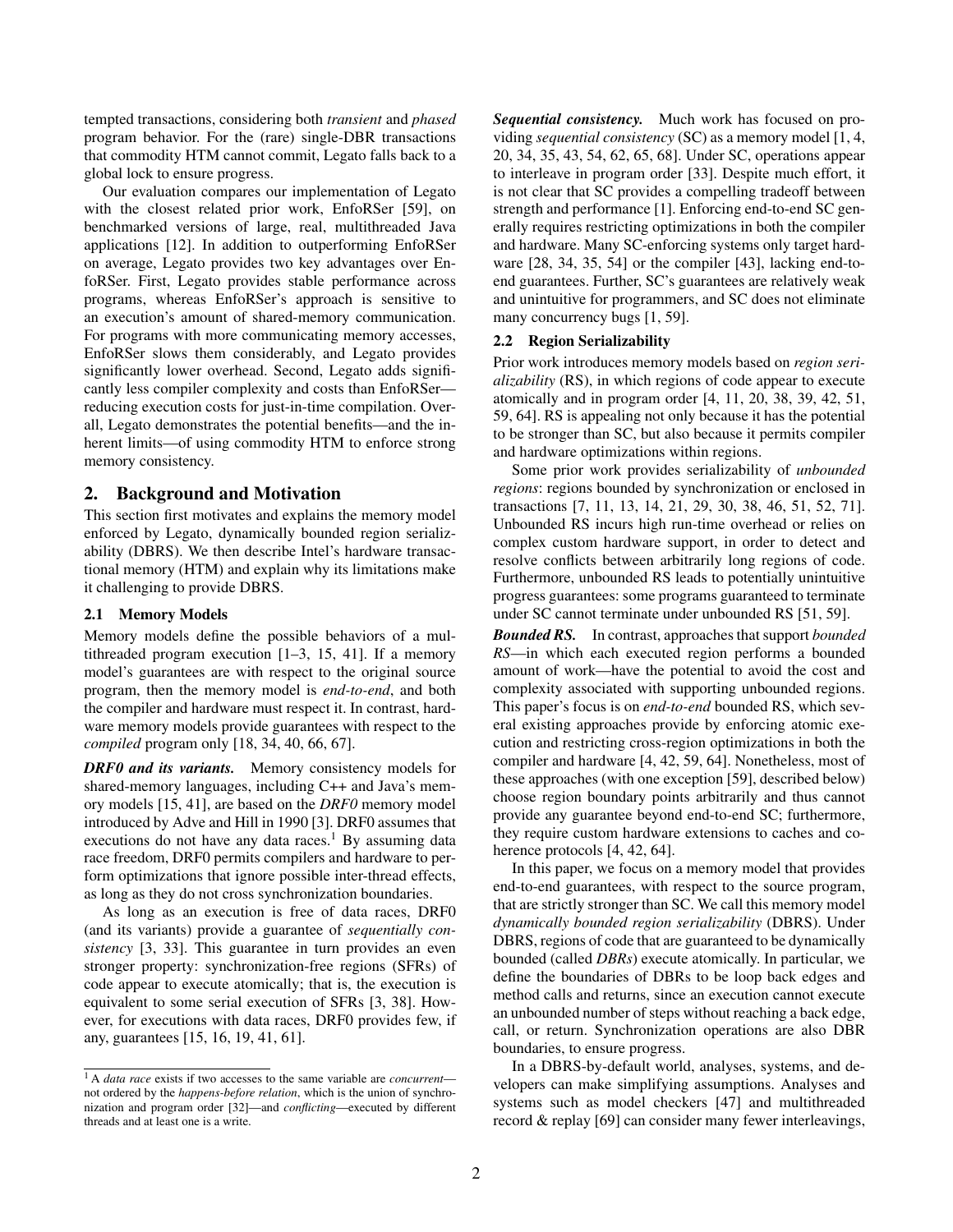tempted transactions, considering both *transient* and *phased* program behavior. For the (rare) single-DBR transactions that commodity HTM cannot commit, Legato falls back to a global lock to ensure progress.

Our evaluation compares our implementation of Legato with the closest related prior work, EnfoRSer [59], on benchmarked versions of large, real, multithreaded Java applications [12]. In addition to outperforming EnfoRSer on average, Legato provides two key advantages over EnfoRSer. First, Legato provides stable performance across programs, whereas EnfoRSer's approach is sensitive to an execution's amount of shared-memory communication. For programs with more communicating memory accesses, EnfoRSer slows them considerably, and Legato provides significantly lower overhead. Second, Legato adds significantly less compiler complexity and costs than EnfoRSer—reducing execution costs for just-in-time compilation. Overall, Legato demonstrates the potential benefits—and the inherent limits—of using commodity HTM to enforce strong memory consistency.

## 2. Background and Motivation

This section first motivates and explains the memory model enforced by Legato, dynamically bounded region serializability (DBRS). We then describe Intel's hardware transactional memory (HTM) and explain why its limitations make it challenging to provide DBRS.

### 2.1 Memory Models

Memory models define the possible behaviors of a multithreaded program execution [1–3, 15, 41]. If a memory model's guarantees are with respect to the original source program, then the memory model is *end-to-end*, and both the compiler and hardware must respect it. In contrast, hardware memory models provide guarantees with respect to the *compiled* program only [18, 34, 40, 66, 67].

***DRF0 and its variants.*** Memory consistency models for shared-memory languages, including C++ and Java's memory models [15, 41], are based on the *DRF0* memory model introduced by Adve and Hill in 1990 [3]. DRF0 assumes that executions do not have any data races.[1] By assuming data race freedom, DRF0 permits compilers and hardware to perform optimizations that ignore possible inter-thread effects, as long as they do not cross synchronization boundaries.

As long as an execution is free of data races, DRF0 (and its variants) provide a guarantee of *sequentially consistency* [3, 33]. This guarantee in turn provides an even stronger property: synchronization-free regions (SFRs) of code appear to execute atomically; that is, the execution is equivalent to some serial execution of SFRs [3, 38]. However, for executions with data races, DRF0 provides few, if any, guarantees [15, 16, 19, 41, 61].

***Sequential consistency.*** Much work has focused on providing *sequential consistency* (SC) as a memory model [1, 4, 20, 34, 35, 43, 54, 62, 65, 68]. Under SC, operations appear to interleave in program order [33]. Despite much effort, it is not clear that SC provides a compelling tradeoff between strength and performance [1]. Enforcing end-to-end SC generally requires restricting optimizations in both the compiler and hardware. Many SC-enforcing systems only target hardware [28, 34, 35, 54] or the compiler [43], lacking end-to-end guarantees. Further, SC's guarantees are relatively weak and unintuitive for programmers, and SC does not eliminate many concurrency bugs [1, 59].

### 2.2 Region Serializability

Prior work introduces memory models based on *region serializability* (RS), in which regions of code appear to execute atomically and in program order [4, 11, 20, 38, 39, 42, 51, 59, 64]. RS is appealing not only because it has the potential to be stronger than SC, but also because it permits compiler and hardware optimizations within regions.

Some prior work provides serializability of *unbounded regions*: regions bounded by synchronization or enclosed in transactions [7, 11, 13, 14, 21, 29, 30, 38, 46, 51, 52, 71]. Unbounded RS incurs high run-time overhead or relies on complex custom hardware support, in order to detect and resolve conflicts between arbitrarily long regions of code. Furthermore, unbounded RS leads to potentially unintuitive progress guarantees: some programs guaranteed to terminate under SC cannot terminate under unbounded RS [51, 59].

***Bounded RS.*** In contrast, approaches that support *bounded RS*—in which each executed region performs a bounded amount of work—have the potential to avoid the cost and complexity associated with supporting unbounded regions. This paper's focus is on *end-to-end* bounded RS, which several existing approaches provide by enforcing atomic execution and restricting cross-region optimizations in both the compiler and hardware [4, 42, 59, 64]. Nonetheless, most of these approaches (with one exception [59], described below) choose region boundary points arbitrarily and thus cannot provide any guarantee beyond end-to-end SC; furthermore, they require custom hardware extensions to caches and coherence protocols [4, 42, 64].

In this paper, we focus on a memory model that provides end-to-end guarantees, with respect to the source program, that are strictly stronger than SC. We call this memory model *dynamically bounded region serializability* (DBRS). Under DBRS, regions of code that are guaranteed to be dynamically bounded (called *DBRs*) execute atomically. In particular, we define the boundaries of DBRs to be loop back edges and method calls and returns, since an execution cannot execute an unbounded number of steps without reaching a back edge, call, or return. Synchronization operations are also DBR boundaries, to ensure progress.

In a DBRS-by-default world, analyses, systems, and developers can make simplifying assumptions. Analyses and systems such as model checkers [47] and multithreaded record & replay [69] can consider many fewer interleavings,

[1] A *data race* exists if two accesses to the same variable are *concurrent*—not ordered by the *happens-before relation*, which is the union of synchronization and program order [32]—and *conflicting*—executed by different threads and at least one is a write.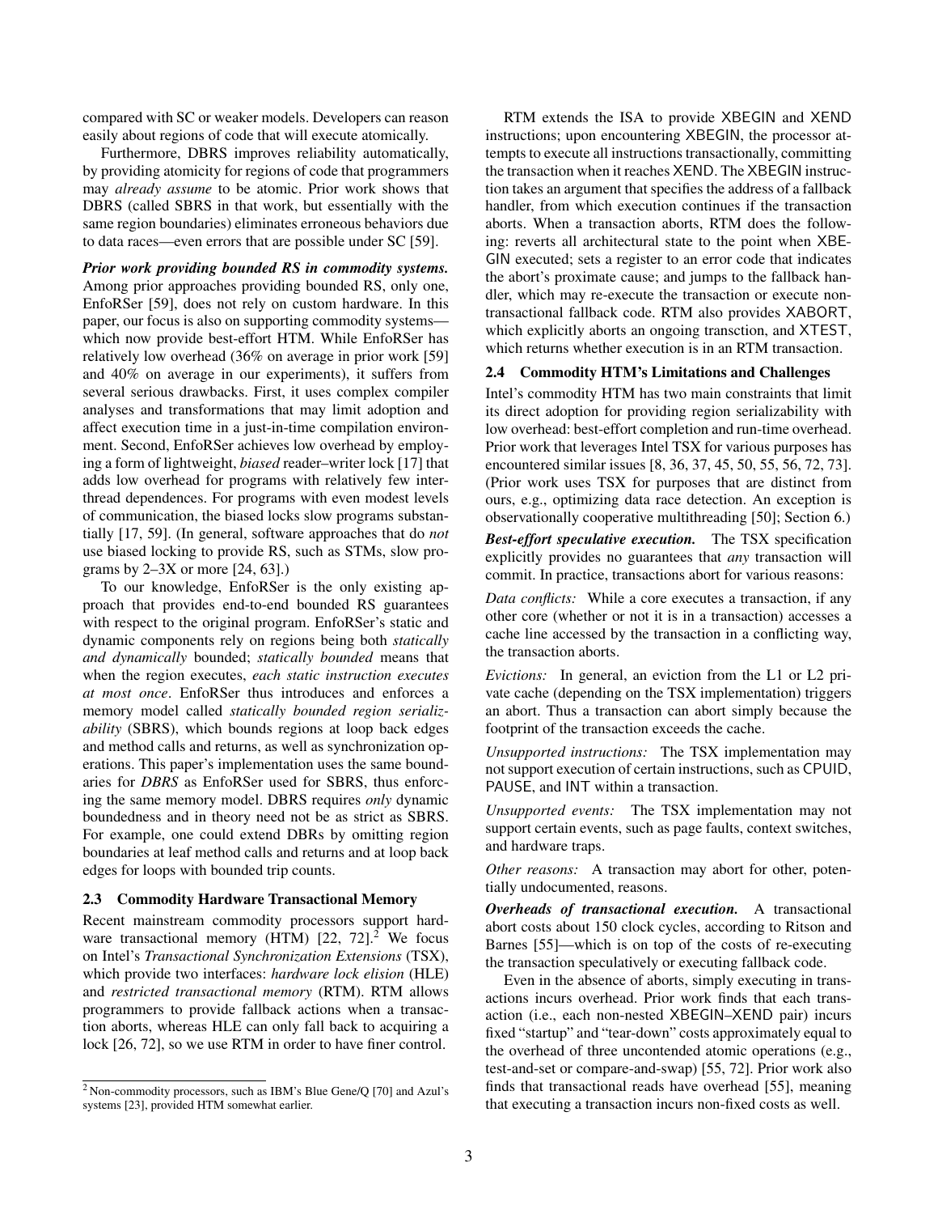compared with SC or weaker models. Developers can reason easily about regions of code that will execute atomically.

Furthermore, DBRS improves reliability automatically, by providing atomicity for regions of code that programmers may *already assume* to be atomic. Prior work shows that DBRS (called SBRS in that work, but essentially with the same region boundaries) eliminates erroneous behaviors due to data races—even errors that are possible under SC [59].

***Prior work providing bounded RS in commodity systems.*** Among prior approaches providing bounded RS, only one, EnfoRSer [59], does not rely on custom hardware. In this paper, our focus is also on supporting commodity systems—which now provide best-effort HTM. While EnfoRSer has relatively low overhead (36% on average in prior work [59] and 40% on average in our experiments), it suffers from several serious drawbacks. First, it uses complex compiler analyses and transformations that may limit adoption and affect execution time in a just-in-time compilation environment. Second, EnfoRSer achieves low overhead by employing a form of lightweight, *biased* reader–writer lock [17] that adds low overhead for programs with relatively few inter-thread dependences. For programs with even modest levels of communication, the biased locks slow programs substantially [17, 59]. (In general, software approaches that do *not* use biased locking to provide RS, such as STMs, slow programs by 2–3X or more [24, 63].)

To our knowledge, EnfoRSer is the only existing approach that provides end-to-end bounded RS guarantees with respect to the original program. EnfoRSer's static and dynamic components rely on regions being both *statically and dynamically* bounded; *statically bounded* means that when the region executes, *each static instruction executes at most once*. EnfoRSer thus introduces and enforces a memory model called *statically bounded region serializability* (SBRS), which bounds regions at loop back edges and method calls and returns, as well as synchronization operations. This paper's implementation uses the same boundaries for *DBRS* as EnfoRSer used for SBRS, thus enforcing the same memory model. DBRS requires *only* dynamic boundedness and in theory need not be as strict as SBRS. For example, one could extend DBRs by omitting region boundaries at leaf method calls and returns and at loop back edges for loops with bounded trip counts.

### 2.3 Commodity Hardware Transactional Memory

Recent mainstream commodity processors support hardware transactional memory (HTM) [22, 72].[2] We focus on Intel's *Transactional Synchronization Extensions* (TSX), which provide two interfaces: *hardware lock elision* (HLE) and *restricted transactional memory* (RTM). RTM allows programmers to provide fallback actions when a transaction aborts, whereas HLE can only fall back to acquiring a lock [26, 72], so we use RTM in order to have finer control.

RTM extends the ISA to provide XBEGIN and XEND instructions; upon encountering XBEGIN, the processor attempts to execute all instructions transactionally, committing the transaction when it reaches XEND. The XBEGIN instruction takes an argument that specifies the address of a fallback handler, from which execution continues if the transaction aborts. When a transaction aborts, RTM does the following: reverts all architectural state to the point when XBEGIN executed; sets a register to an error code that indicates the abort's proximate cause; and jumps to the fallback handler, which may re-execute the transaction or execute non-transactional fallback code. RTM also provides XABORT, which explicitly aborts an ongoing transction, and XTEST, which returns whether execution is in an RTM transaction.

### 2.4 Commodity HTM's Limitations and Challenges

Intel's commodity HTM has two main constraints that limit its direct adoption for providing region serializability with low overhead: best-effort completion and run-time overhead. Prior work that leverages Intel TSX for various purposes has encountered similar issues [8, 36, 37, 45, 50, 55, 56, 72, 73]. (Prior work uses TSX for purposes that are distinct from ours, e.g., optimizing data race detection. An exception is observationally cooperative multithreading [50]; Section 6.)

***Best-effort speculative execution.*** The TSX specification explicitly provides no guarantees that *any* transaction will commit. In practice, transactions abort for various reasons:

*Data conflicts:* While a core executes a transaction, if any other core (whether or not it is in a transaction) accesses a cache line accessed by the transaction in a conflicting way, the transaction aborts.

*Evictions:* In general, an eviction from the L1 or L2 private cache (depending on the TSX implementation) triggers an abort. Thus a transaction can abort simply because the footprint of the transaction exceeds the cache.

*Unsupported instructions:* The TSX implementation may not support execution of certain instructions, such as CPUID, PAUSE, and INT within a transaction.

*Unsupported events:* The TSX implementation may not support certain events, such as page faults, context switches, and hardware traps.

*Other reasons:* A transaction may abort for other, potentially undocumented, reasons.

***Overheads of transactional execution.*** A transactional abort costs about 150 clock cycles, according to Ritson and Barnes [55]—which is on top of the costs of re-executing the transaction speculatively or executing fallback code.

Even in the absence of aborts, simply executing in transactions incurs overhead. Prior work finds that each transaction (i.e., each non-nested XBEGIN–XEND pair) incurs fixed "startup" and "tear-down" costs approximately equal to the overhead of three uncontended atomic operations (e.g., test-and-set or compare-and-swap) [55, 72]. Prior work also finds that transactional reads have overhead [55], meaning that executing a transaction incurs non-fixed costs as well.

[2] Non-commodity processors, such as IBM's Blue Gene/Q [70] and Azul's systems [23], provided HTM somewhat earlier.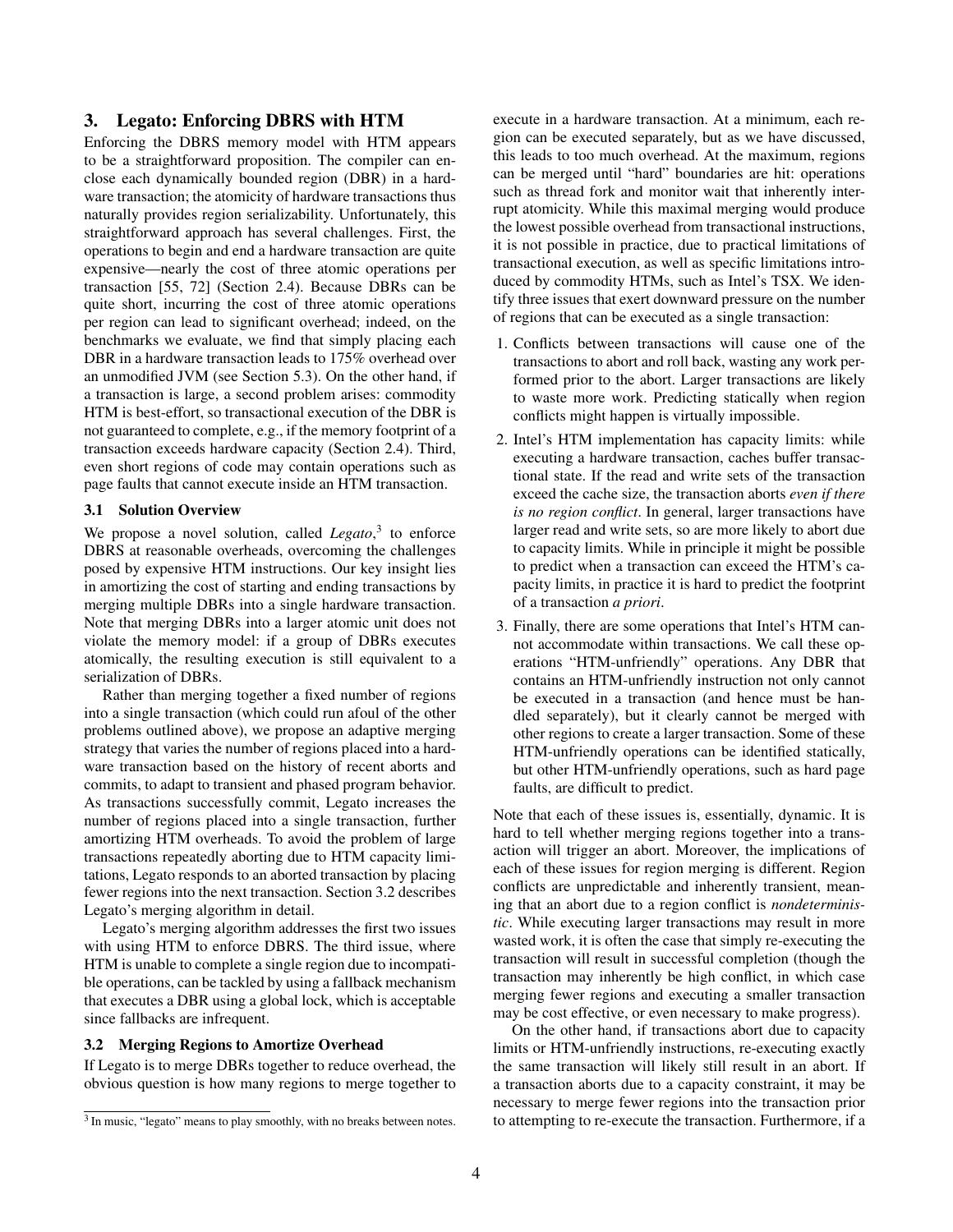## 3. Legato: Enforcing DBRS with HTM

Enforcing the DBRS memory model with HTM appears to be a straightforward proposition. The compiler can enclose each dynamically bounded region (DBR) in a hardware transaction; the atomicity of hardware transactions thus naturally provides region serializability. Unfortunately, this straightforward approach has several challenges. First, the operations to begin and end a hardware transaction are quite expensive—nearly the cost of three atomic operations per transaction [55, 72] (Section 2.4). Because DBRs can be quite short, incurring the cost of three atomic operations per region can lead to significant overhead; indeed, on the benchmarks we evaluate, we find that simply placing each DBR in a hardware transaction leads to 175% overhead over an unmodified JVM (see Section 5.3). On the other hand, if a transaction is large, a second problem arises: commodity HTM is best-effort, so transactional execution of the DBR is not guaranteed to complete, e.g., if the memory footprint of a transaction exceeds hardware capacity (Section 2.4). Third, even short regions of code may contain operations such as page faults that cannot execute inside an HTM transaction.

### 3.1 Solution Overview

We propose a novel solution, called *Legato*,[3] to enforce DBRS at reasonable overheads, overcoming the challenges posed by expensive HTM instructions. Our key insight lies in amortizing the cost of starting and ending transactions by merging multiple DBRs into a single hardware transaction. Note that merging DBRs into a larger atomic unit does not violate the memory model: if a group of DBRs executes atomically, the resulting execution is still equivalent to a serialization of DBRs.

Rather than merging together a fixed number of regions into a single transaction (which could run afoul of the other problems outlined above), we propose an adaptive merging strategy that varies the number of regions placed into a hardware transaction based on the history of recent aborts and commits, to adapt to transient and phased program behavior. As transactions successfully commit, Legato increases the number of regions placed into a single transaction, further amortizing HTM overheads. To avoid the problem of large transactions repeatedly aborting due to HTM capacity limitations, Legato responds to an aborted transaction by placing fewer regions into the next transaction. Section 3.2 describes Legato's merging algorithm in detail.

Legato's merging algorithm addresses the first two issues with using HTM to enforce DBRS. The third issue, where HTM is unable to complete a single region due to incompatible operations, can be tackled by using a fallback mechanism that executes a DBR using a global lock, which is acceptable since fallbacks are infrequent.

### 3.2 Merging Regions to Amortize Overhead

If Legato is to merge DBRs together to reduce overhead, the obvious question is how many regions to merge together to execute in a hardware transaction. At a minimum, each region can be executed separately, but as we have discussed, this leads to too much overhead. At the maximum, regions can be merged until "hard" boundaries are hit: operations such as thread fork and monitor wait that inherently interrupt atomicity. While this maximal merging would produce the lowest possible overhead from transactional instructions, it is not possible in practice, due to practical limitations of transactional execution, as well as specific limitations introduced by commodity HTMs, such as Intel's TSX. We identify three issues that exert downward pressure on the number of regions that can be executed as a single transaction:

1. Conflicts between transactions will cause one of the transactions to abort and roll back, wasting any work performed prior to the abort. Larger transactions are likely to waste more work. Predicting statically when region conflicts might happen is virtually impossible.
2. Intel's HTM implementation has capacity limits: while executing a hardware transaction, caches buffer transactional state. If the read and write sets of the transaction exceed the cache size, the transaction aborts *even if there is no region conflict*. In general, larger transactions have larger read and write sets, so are more likely to abort due to capacity limits. While in principle it might be possible to predict when a transaction can exceed the HTM's capacity limits, in practice it is hard to predict the footprint of a transaction *a priori*.
3. Finally, there are some operations that Intel's HTM cannot accommodate within transactions. We call these operations "HTM-unfriendly" operations. Any DBR that contains an HTM-unfriendly instruction not only cannot be executed in a transaction (and hence must be handled separately), but it clearly cannot be merged with other regions to create a larger transaction. Some of these HTM-unfriendly operations can be identified statically, but other HTM-unfriendly operations, such as hard page faults, are difficult to predict.

Note that each of these issues is, essentially, dynamic. It is hard to tell whether merging regions together into a transaction will trigger an abort. Moreover, the implications of each of these issues for region merging is different. Region conflicts are unpredictable and inherently transient, meaning that an abort due to a region conflict is *nondeterministic*. While executing larger transactions may result in more wasted work, it is often the case that simply re-executing the transaction will result in successful completion (though the transaction may inherently be high conflict, in which case merging fewer regions and executing a smaller transaction may be cost effective, or even necessary to make progress).

On the other hand, if transactions abort due to capacity limits or HTM-unfriendly instructions, re-executing exactly the same transaction will likely still result in an abort. If a transaction aborts due to a capacity constraint, it may be necessary to merge fewer regions into the transaction prior to attempting to re-execute the transaction. Furthermore, if a

[3] In music, "legato" means to play smoothly, with no breaks between notes.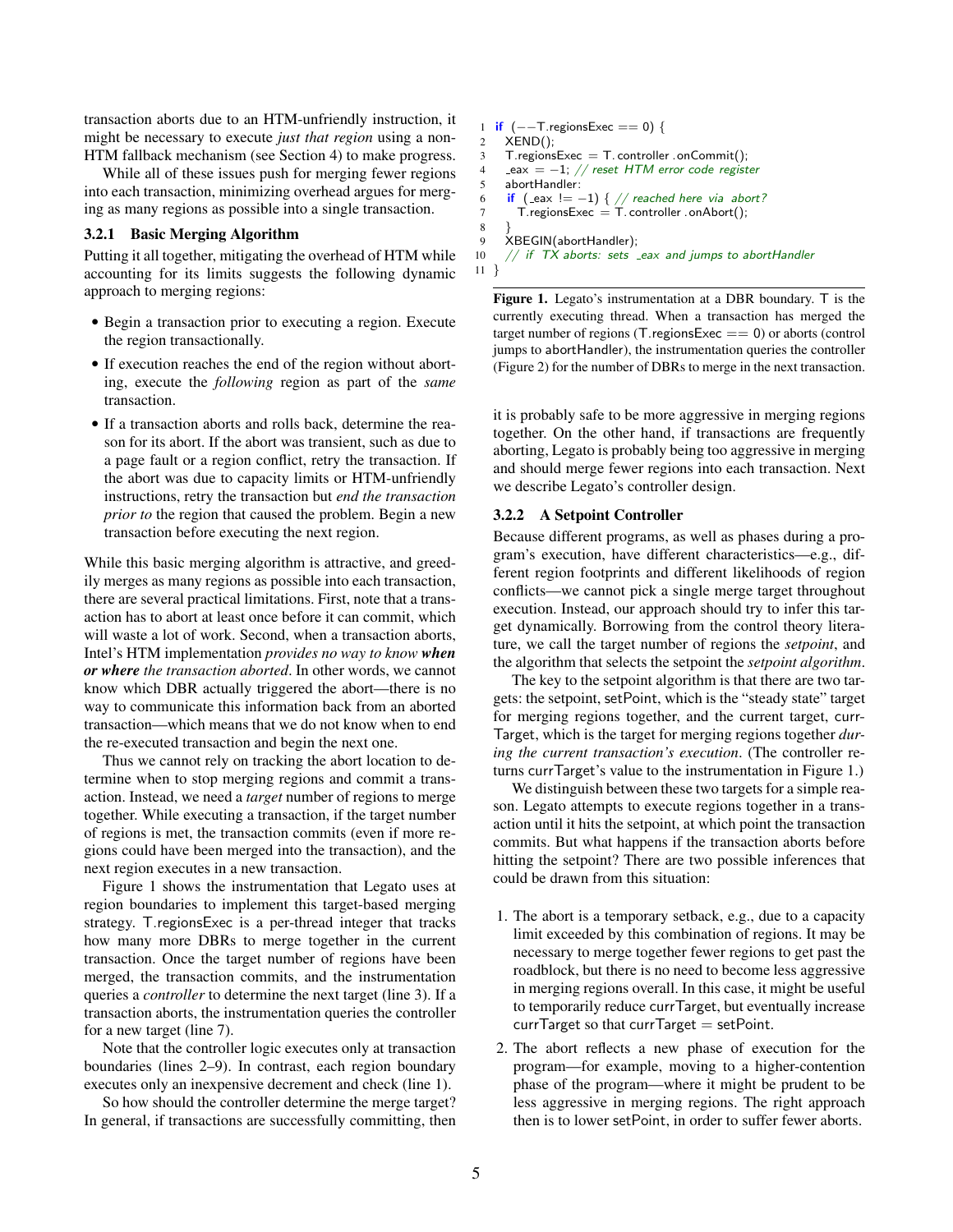transaction aborts due to an HTM-unfriendly instruction, it might be necessary to execute *just that region* using a non-HTM fallback mechanism (see Section 4) to make progress.

While all of these issues push for merging fewer regions into each transaction, minimizing overhead argues for merging as many regions as possible into a single transaction.

#### 3.2.1 Basic Merging Algorithm

Putting it all together, mitigating the overhead of HTM while accounting for its limits suggests the following dynamic approach to merging regions:

- Begin a transaction prior to executing a region. Execute the region transactionally.
- If execution reaches the end of the region without aborting, execute the *following* region as part of the *same* transaction.
- If a transaction aborts and rolls back, determine the reason for its abort. If the abort was transient, such as due to a page fault or a region conflict, retry the transaction. If the abort was due to capacity limits or HTM-unfriendly instructions, retry the transaction but *end the transaction prior to* the region that caused the problem. Begin a new transaction before executing the next region.

While this basic merging algorithm is attractive, and greedily merges as many regions as possible into each transaction, there are several practical limitations. First, note that a transaction has to abort at least once before it can commit, which will waste a lot of work. Second, when a transaction aborts, Intel's HTM implementation *provides no way to know* ***when or where*** *the transaction aborted*. In other words, we cannot know which DBR actually triggered the abort—there is no way to communicate this information back from an aborted transaction—which means that we do not know when to end the re-executed transaction and begin the next one.

Thus we cannot rely on tracking the abort location to determine when to stop merging regions and commit a transaction. Instead, we need a *target* number of regions to merge together. While executing a transaction, if the target number of regions is met, the transaction commits (even if more regions could have been merged into the transaction), and the next region executes in a new transaction.

Figure 1 shows the instrumentation that Legato uses at region boundaries to implement this target-based merging strategy. T.regionsExec is a per-thread integer that tracks how many more DBRs to merge together in the current transaction. Once the target number of regions have been merged, the transaction commits, and the instrumentation queries a *controller* to determine the next target (line 3). If a transaction aborts, the instrumentation queries the controller for a new target (line 7).

Note that the controller logic executes only at transaction boundaries (lines 2–9). In contrast, each region boundary executes only an inexpensive decrement and check (line 1).

So how should the controller determine the merge target? In general, if transactions are successfully committing, then it is probably safe to be more aggressive in merging regions together. On the other hand, if transactions are frequently aborting, Legato is probably being too aggressive in merging and should merge fewer regions into each transaction. Next we describe Legato's controller design.

```
1  if (−−T.regionsExec == 0) {
2    XEND();
3    T.regionsExec = T.controller.onCommit();
4    _eax = −1; // reset HTM error code register
5    abortHandler:
6    if (_eax != −1) { // reached here via abort?
7      T.regionsExec = T.controller.onAbort();
8    }
9    XBEGIN(abortHandler);
10   // if TX aborts: sets _eax and jumps to abortHandler
11 }
```

**Figure 1.** Legato's instrumentation at a DBR boundary. T is the currently executing thread. When a transaction has merged the target number of regions (T.regionsExec == 0) or aborts (control jumps to abortHandler), the instrumentation queries the controller (Figure 2) for the number of DBRs to merge in the next transaction.

#### 3.2.2 A Setpoint Controller

Because different programs, as well as phases during a program's execution, have different characteristics—e.g., different region footprints and different likelihoods of region conflicts—we cannot pick a single merge target throughout execution. Instead, our approach should try to infer this target dynamically. Borrowing from the control theory literature, we call the target number of regions the *setpoint*, and the algorithm that selects the setpoint the *setpoint algorithm*.

The key to the setpoint algorithm is that there are two targets: the setpoint, setPoint, which is the "steady state" target for merging regions together, and the current target, currTarget, which is the target for merging regions together *during the current transaction's execution*. (The controller returns currTarget's value to the instrumentation in Figure 1.)

We distinguish between these two targets for a simple reason. Legato attempts to execute regions together in a transaction until it hits the setpoint, at which point the transaction commits. But what happens if the transaction aborts before hitting the setpoint? There are two possible inferences that could be drawn from this situation:

1. The abort is a temporary setback, e.g., due to a capacity limit exceeded by this combination of regions. It may be necessary to merge together fewer regions to get past the roadblock, but there is no need to become less aggressive in merging regions overall. In this case, it might be useful to temporarily reduce currTarget, but eventually increase currTarget so that currTarget = setPoint.
2. The abort reflects a new phase of execution for the program—for example, moving to a higher-contention phase of the program—where it might be prudent to be less aggressive in merging regions. The right approach then is to lower setPoint, in order to suffer fewer aborts.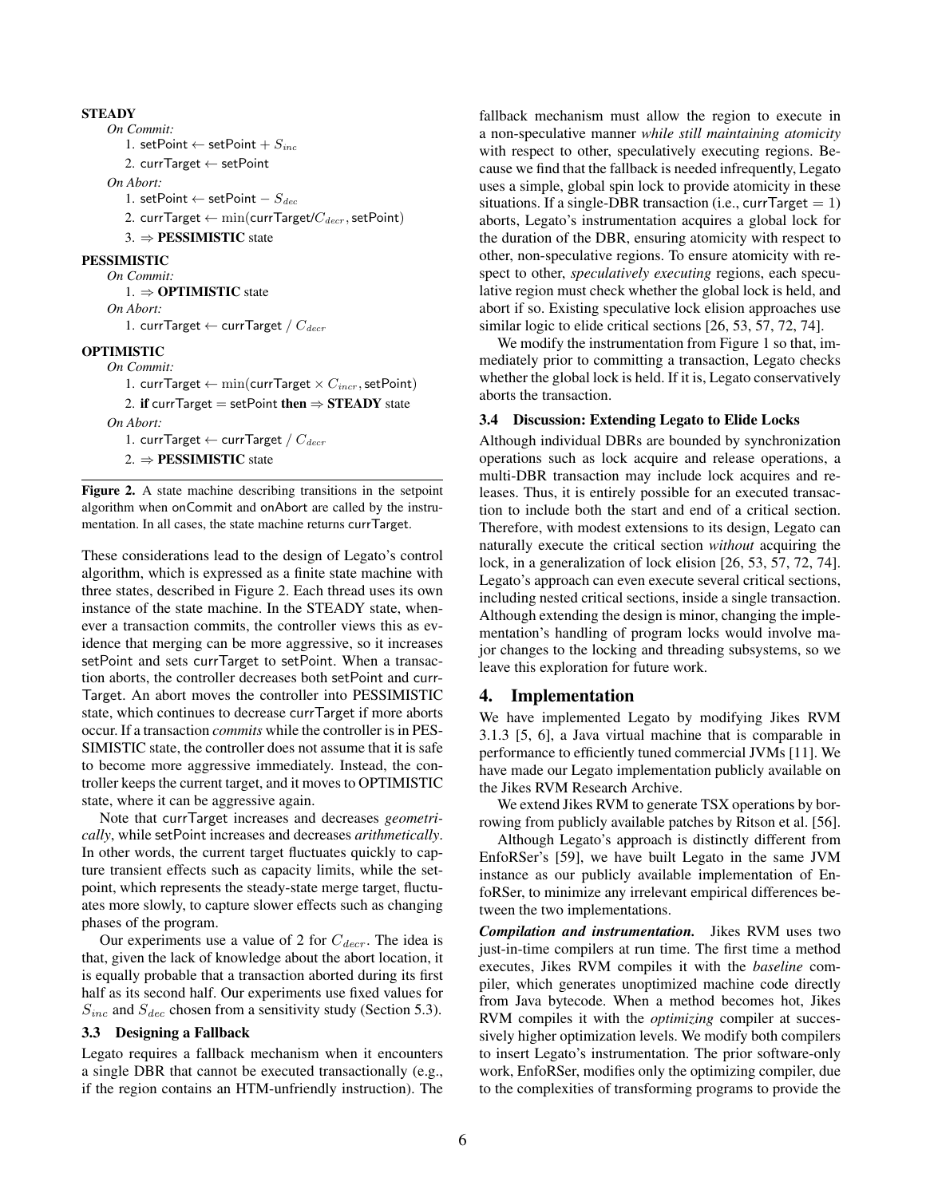**STEADY**

*On Commit:*

1. setPoint ← setPoint + $S_{inc}$
2. currTarget ← setPoint

*On Abort:*

1. setPoint ← setPoint − $S_{dec}$
2. currTarget ← $\min$(currTarget/$C_{decr}$, setPoint)
3. ⇒ **PESSIMISTIC** state

**PESSIMISTIC**

*On Commit:*

1. ⇒ **OPTIMISTIC** state

*On Abort:*

1. currTarget ← currTarget / $C_{decr}$

**OPTIMISTIC**

*On Commit:*

1. currTarget ← $\min$(currTarget × $C_{incr}$, setPoint)
2. **if** currTarget = setPoint **then** ⇒ **STEADY** state

*On Abort:*

1. currTarget ← currTarget / $C_{decr}$
2. ⇒ **PESSIMISTIC** state

**Figure 2.** A state machine describing transitions in the setpoint algorithm when onCommit and onAbort are called by the instrumentation. In all cases, the state machine returns currTarget.

These considerations lead to the design of Legato's control algorithm, which is expressed as a finite state machine with three states, described in Figure 2. Each thread uses its own instance of the state machine. In the STEADY state, whenever a transaction commits, the controller views this as evidence that merging can be more aggressive, so it increases setPoint and sets currTarget to setPoint. When a transaction aborts, the controller decreases both setPoint and currTarget. An abort moves the controller into PESSIMISTIC state, which continues to decrease currTarget if more aborts occur. If a transaction *commits* while the controller is in PESSIMISTIC state, the controller does not assume that it is safe to become more aggressive immediately. Instead, the controller keeps the current target, and it moves to OPTIMISTIC state, where it can be aggressive again.

Note that currTarget increases and decreases *geometrically*, while setPoint increases and decreases *arithmetically*. In other words, the current target fluctuates quickly to capture transient effects such as capacity limits, while the setpoint, which represents the steady-state merge target, fluctuates more slowly, to capture slower effects such as changing phases of the program.

Our experiments use a value of 2 for $C_{decr}$. The idea is that, given the lack of knowledge about the abort location, it is equally probable that a transaction aborted during its first half as its second half. Our experiments use fixed values for $S_{inc}$ and $S_{dec}$ chosen from a sensitivity study (Section 5.3).

### 3.3 Designing a Fallback

Legato requires a fallback mechanism when it encounters a single DBR that cannot be executed transactionally (e.g., if the region contains an HTM-unfriendly instruction). The fallback mechanism must allow the region to execute in a non-speculative manner *while still maintaining atomicity* with respect to other, speculatively executing regions. Because we find that the fallback is needed infrequently, Legato uses a simple, global spin lock to provide atomicity in these situations. If a single-DBR transaction (i.e., currTarget = 1) aborts, Legato's instrumentation acquires a global lock for the duration of the DBR, ensuring atomicity with respect to other, non-speculative regions. To ensure atomicity with respect to other, *speculatively executing* regions, each speculative region must check whether the global lock is held, and abort if so. Existing speculative lock elision approaches use similar logic to elide critical sections [26, 53, 57, 72, 74].

We modify the instrumentation from Figure 1 so that, immediately prior to committing a transaction, Legato checks whether the global lock is held. If it is, Legato conservatively aborts the transaction.

### 3.4 Discussion: Extending Legato to Elide Locks

Although individual DBRs are bounded by synchronization operations such as lock acquire and release operations, a multi-DBR transaction may include lock acquires and releases. Thus, it is entirely possible for an executed transaction to include both the start and end of a critical section. Therefore, with modest extensions to its design, Legato can naturally execute the critical section *without* acquiring the lock, in a generalization of lock elision [26, 53, 57, 72, 74]. Legato's approach can even execute several critical sections, including nested critical sections, inside a single transaction. Although extending the design is minor, changing the implementation's handling of program locks would involve major changes to the locking and threading subsystems, so we leave this exploration for future work.

## 4. Implementation

We have implemented Legato by modifying Jikes RVM 3.1.3 [5, 6], a Java virtual machine that is comparable in performance to efficiently tuned commercial JVMs [11]. We have made our Legato implementation publicly available on the Jikes RVM Research Archive.

We extend Jikes RVM to generate TSX operations by borrowing from publicly available patches by Ritson et al. [56].

Although Legato's approach is distinctly different from EnfoRSer's [59], we have built Legato in the same JVM instance as our publicly available implementation of EnfoRSer, to minimize any irrelevant empirical differences between the two implementations.

***Compilation and instrumentation.*** Jikes RVM uses two just-in-time compilers at run time. The first time a method executes, Jikes RVM compiles it with the *baseline* compiler, which generates unoptimized machine code directly from Java bytecode. When a method becomes hot, Jikes RVM compiles it with the *optimizing* compiler at successively higher optimization levels. We modify both compilers to insert Legato's instrumentation. The prior software-only work, EnfoRSer, modifies only the optimizing compiler, due to the complexities of transforming programs to provide the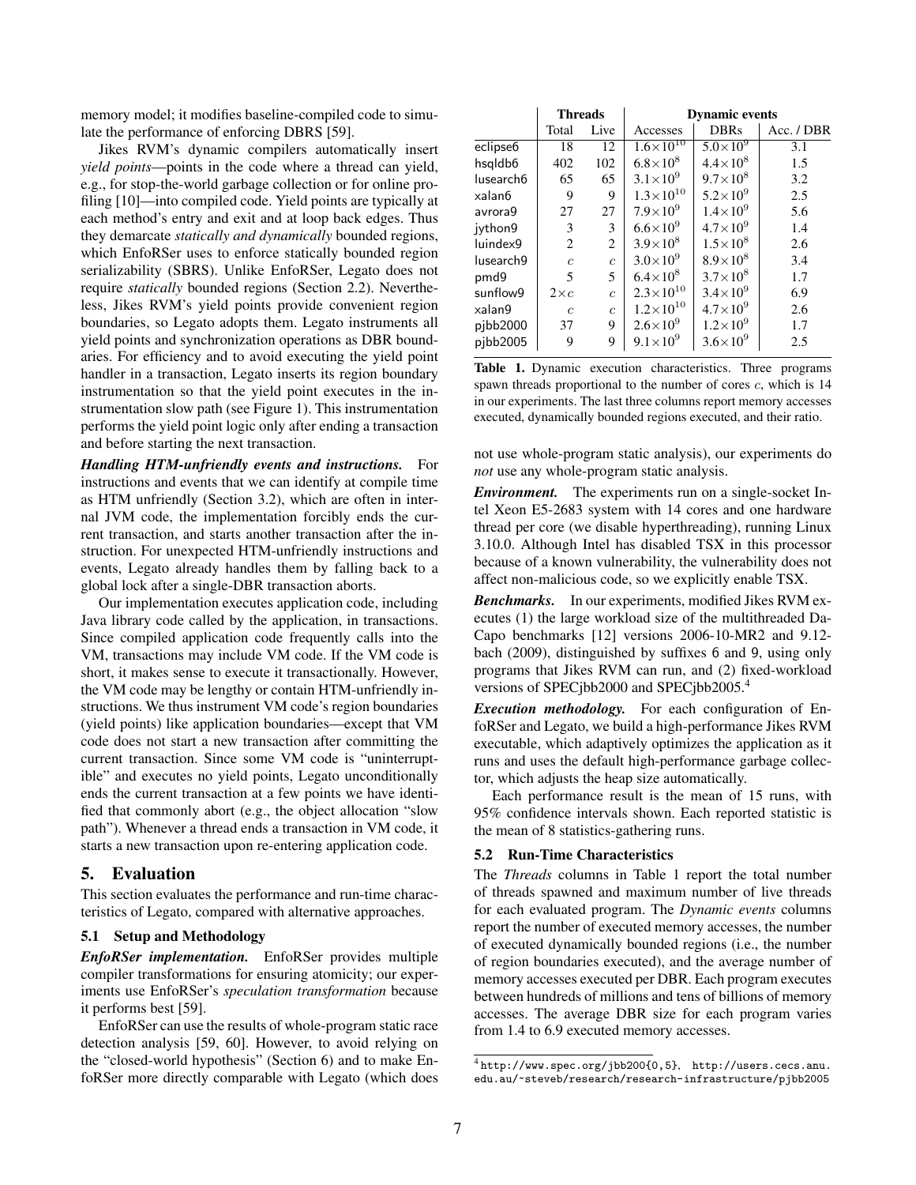memory model; it modifies baseline-compiled code to simulate the performance of enforcing DBRS [59].

Jikes RVM's dynamic compilers automatically insert *yield points*—points in the code where a thread can yield, e.g., for stop-the-world garbage collection or for online profiling [10]—into compiled code. Yield points are typically at each method's entry and exit and at loop back edges. Thus they demarcate *statically and dynamically* bounded regions, which EnfoRSer uses to enforce statically bounded region serializability (SBRS). Unlike EnfoRSer, Legato does not require *statically* bounded regions (Section 2.2). Nevertheless, Jikes RVM's yield points provide convenient region boundaries, so Legato adopts them. Legato instruments all yield points and synchronization operations as DBR boundaries. For efficiency and to avoid executing the yield point handler in a transaction, Legato inserts its region boundary instrumentation so that the yield point executes in the instrumentation slow path (see Figure 1). This instrumentation performs the yield point logic only after ending a transaction and before starting the next transaction.

***Handling HTM-unfriendly events and instructions.*** For instructions and events that we can identify at compile time as HTM unfriendly (Section 3.2), which are often in internal JVM code, the implementation forcibly ends the current transaction, and starts another transaction after the instruction. For unexpected HTM-unfriendly instructions and events, Legato already handles them by falling back to a global lock after a single-DBR transaction aborts.

Our implementation executes application code, including Java library code called by the application, in transactions. Since compiled application code frequently calls into the VM, transactions may include VM code. If the VM code is short, it makes sense to execute it transactionally. However, the VM code may be lengthy or contain HTM-unfriendly instructions. We thus instrument VM code's region boundaries (yield points) like application boundaries—except that VM code does not start a new transaction after committing the current transaction. Since some VM code is "uninterruptible" and executes no yield points, Legato unconditionally ends the current transaction at a few points we have identified that commonly abort (e.g., the object allocation "slow path"). Whenever a thread ends a transaction in VM code, it starts a new transaction upon re-entering application code.

# 5. Evaluation

This section evaluates the performance and run-time characteristics of Legato, compared with alternative approaches.

## 5.1 Setup and Methodology

***EnfoRSer implementation.*** EnfoRSer provides multiple compiler transformations for ensuring atomicity; our experiments use EnfoRSer's *speculation transformation* because it performs best [59].

EnfoRSer can use the results of whole-program static race detection analysis [59, 60]. However, to avoid relying on the "closed-world hypothesis" (Section 6) and to make EnfoRSer more directly comparable with Legato (which does not use whole-program static analysis), our experiments do *not* use any whole-program static analysis.

|  | Threads |  | Dynamic events |  |  |
|---|---|---|---|---|---|
|  | Total | Live | Accesses | DBRs | Acc. / DBR |
| eclipse6 | 18 | 12 | $1.6\times10^{10}$ | $5.0\times10^{9}$ | 3.1 |
| hsqldb6 | 402 | 102 | $6.8\times10^{8}$ | $4.4\times10^{8}$ | 1.5 |
| lusearch6 | 65 | 65 | $3.1\times10^{9}$ | $9.7\times10^{8}$ | 3.2 |
| xalan6 | 9 | 9 | $1.3\times10^{10}$ | $5.2\times10^{9}$ | 2.5 |
| avrora9 | 27 | 27 | $7.9\times10^{9}$ | $1.4\times10^{9}$ | 5.6 |
| jython9 | 3 | 3 | $6.6\times10^{9}$ | $4.7\times10^{9}$ | 1.4 |
| luindex9 | 2 | 2 | $3.9\times10^{8}$ | $1.5\times10^{8}$ | 2.6 |
| lusearch9 | $c$ | $c$ | $3.0\times10^{9}$ | $8.9\times10^{8}$ | 3.4 |
| pmd9 | 5 | 5 | $6.4\times10^{8}$ | $3.7\times10^{8}$ | 1.7 |
| sunflow9 | $2\times c$ | $c$ | $2.3\times10^{10}$ | $3.4\times10^{9}$ | 6.9 |
| xalan9 | $c$ | $c$ | $1.2\times10^{10}$ | $4.7\times10^{9}$ | 2.6 |
| pjbb2000 | 37 | 9 | $2.6\times10^{9}$ | $1.2\times10^{9}$ | 1.7 |
| pjbb2005 | 9 | 9 | $9.1\times10^{9}$ | $3.6\times10^{9}$ | 2.5 |

**Table 1.** Dynamic execution characteristics. Three programs spawn threads proportional to the number of cores $c$, which is 14 in our experiments. The last three columns report memory accesses executed, dynamically bounded regions executed, and their ratio.

***Environment.*** The experiments run on a single-socket Intel Xeon E5-2683 system with 14 cores and one hardware thread per core (we disable hyperthreading), running Linux 3.10.0. Although Intel has disabled TSX in this processor because of a known vulnerability, the vulnerability does not affect non-malicious code, so we explicitly enable TSX.

***Benchmarks.*** In our experiments, modified Jikes RVM executes (1) the large workload size of the multithreaded DaCapo benchmarks [12] versions 2006-10-MR2 and 9.12-bach (2009), distinguished by suffixes 6 and 9, using only programs that Jikes RVM can run, and (2) fixed-workload versions of SPECjbb2000 and SPECjbb2005.[4]

***Execution methodology.*** For each configuration of EnfoRSer and Legato, we build a high-performance Jikes RVM executable, which adaptively optimizes the application as it runs and uses the default high-performance garbage collector, which adjusts the heap size automatically.

Each performance result is the mean of 15 runs, with 95% confidence intervals shown. Each reported statistic is the mean of 8 statistics-gathering runs.

## 5.2 Run-Time Characteristics

The *Threads* columns in Table 1 report the total number of threads spawned and maximum number of live threads for each evaluated program. The *Dynamic events* columns report the number of executed memory accesses, the number of executed dynamically bounded regions (i.e., the number of region boundaries executed), and the average number of memory accesses executed per DBR. Each program executes between hundreds of millions and tens of billions of memory accesses. The average DBR size for each program varies from 1.4 to 6.9 executed memory accesses.

[4] http://www.spec.org/jbb200{0,5}, http://users.cecs.anu.edu.au/~steveb/research/research-infrastructure/pjbb2005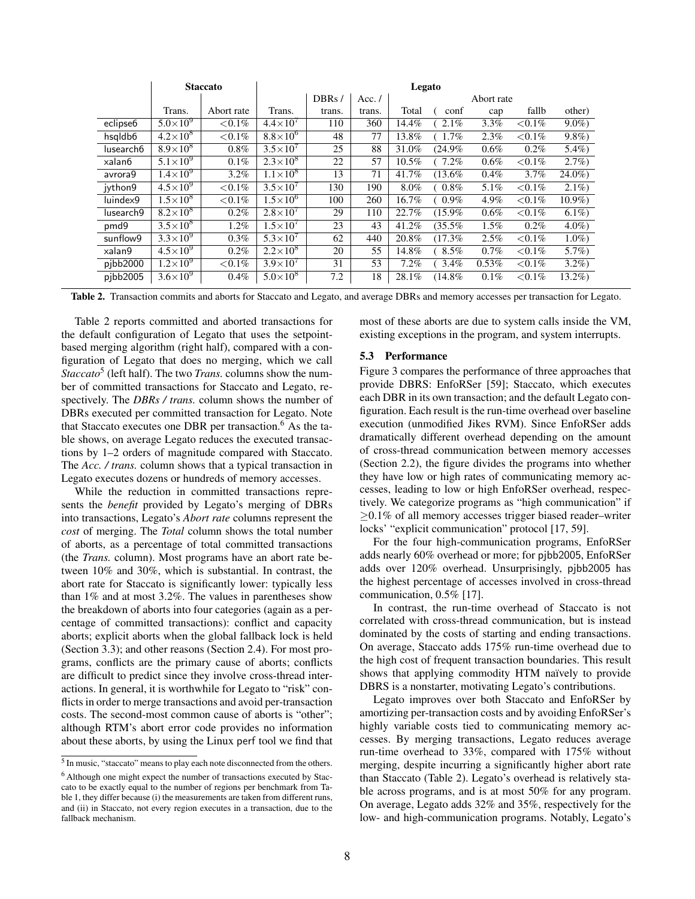| | Staccato | | Legato | | | | | | | |
|---|---|---|---|---|---|---|---|---|---|---|
| | | | | DBRs / | Acc. / | | | Abort rate | | |
| | Trans. | Abort rate | Trans. | trans. | trans. | Total | ( conf | cap | fallb | other) |
| eclipse6 | $5.0\times10^9$ | <0.1% | $4.4\times10^7$ | 110 | 360 | 14.4% | ( 2.1% | 3.3% | <0.1% | 9.0%) |
| hsqldb6 | $4.2\times10^8$ | <0.1% | $8.8\times10^6$ | 48 | 77 | 13.8% | ( 1.7% | 2.3% | <0.1% | 9.8%) |
| lusearch6 | $8.9\times10^8$ | 0.8% | $3.5\times10^7$ | 25 | 88 | 31.0% | (24.9% | 0.6% | 0.2% | 5.4%) |
| xalan6 | $5.1\times10^9$ | 0.1% | $2.3\times10^8$ | 22 | 57 | 10.5% | ( 7.2% | 0.6% | <0.1% | 2.7%) |
| avrora9 | $1.4\times10^9$ | 3.2% | $1.1\times10^8$ | 13 | 71 | 41.7% | (13.6% | 0.4% | 3.7% | 24.0%) |
| jython9 | $4.5\times10^9$ | <0.1% | $3.5\times10^7$ | 130 | 190 | 8.0% | ( 0.8% | 5.1% | <0.1% | 2.1%) |
| luindex9 | $1.5\times10^8$ | <0.1% | $1.5\times10^6$ | 100 | 260 | 16.7% | ( 0.9% | 4.9% | <0.1% | 10.9%) |
| lusearch9 | $8.2\times10^8$ | 0.2% | $2.8\times10^7$ | 29 | 110 | 22.7% | (15.9% | 0.6% | <0.1% | 6.1%) |
| pmd9 | $3.5\times10^8$ | 1.2% | $1.5\times10^7$ | 23 | 43 | 41.2% | (35.5% | 1.5% | 0.2% | 4.0%) |
| sunflow9 | $3.3\times10^9$ | 0.3% | $5.3\times10^7$ | 62 | 440 | 20.8% | (17.3% | 2.5% | <0.1% | 1.0%) |
| xalan9 | $4.5\times10^9$ | 0.2% | $2.2\times10^8$ | 20 | 55 | 14.8% | ( 8.5% | 0.7% | <0.1% | 5.7%) |
| pjbb2000 | $1.2\times10^9$ | <0.1% | $3.9\times10^7$ | 31 | 53 | 7.2% | ( 3.4% | 0.53% | <0.1% | 3.2%) |
| pjbb2005 | $3.6\times10^9$ | 0.4% | $5.0\times10^8$ | 7.2 | 18 | 28.1% | (14.8% | 0.1% | <0.1% | 13.2%) |

**Table 2.** Transaction commits and aborts for Staccato and Legato, and average DBRs and memory accesses per transaction for Legato.

Table 2 reports committed and aborted transactions for the default configuration of Legato that uses the setpoint-based merging algorithm (right half), compared with a configuration of Legato that does no merging, which we call *Staccato*[5] (left half). The two *Trans.* columns show the number of committed transactions for Staccato and Legato, respectively. The *DBRs / trans.* column shows the number of DBRs executed per committed transaction for Legato. Note that Staccato executes one DBR per transaction.[6] As the table shows, on average Legato reduces the executed transactions by 1–2 orders of magnitude compared with Staccato. The *Acc. / trans.* column shows that a typical transaction in Legato executes dozens or hundreds of memory accesses.

While the reduction in committed transactions represents the *benefit* provided by Legato's merging of DBRs into transactions, Legato's *Abort rate* columns represent the *cost* of merging. The *Total* column shows the total number of aborts, as a percentage of total committed transactions (the *Trans.* column). Most programs have an abort rate between 10% and 30%, which is substantial. In contrast, the abort rate for Staccato is significantly lower: typically less than 1% and at most 3.2%. The values in parentheses show the breakdown of aborts into four categories (again as a percentage of committed transactions): conflict and capacity aborts; explicit aborts when the global fallback lock is held (Section 3.3); and other reasons (Section 2.4). For most programs, conflicts are the primary cause of aborts; conflicts are difficult to predict since they involve cross-thread interactions. In general, it is worthwhile for Legato to "risk" conflicts in order to merge transactions and avoid per-transaction costs. The second-most common cause of aborts is "other"; although RTM's abort error code provides no information about these aborts, by using the Linux perf tool we find that most of these aborts are due to system calls inside the VM, existing exceptions in the program, and system interrupts.

[5] In music, "staccato" means to play each note disconnected from the others.

[6] Although one might expect the number of transactions executed by Staccato to be exactly equal to the number of regions per benchmark from Table 1, they differ because (i) the measurements are taken from different runs, and (ii) in Staccato, not every region executes in a transaction, due to the fallback mechanism.

### 5.3 Performance

Figure 3 compares the performance of three approaches that provide DBRS: EnfoRSer [59]; Staccato, which executes each DBR in its own transaction; and the default Legato configuration. Each result is the run-time overhead over baseline execution (unmodified Jikes RVM). Since EnfoRSer adds dramatically different overhead depending on the amount of cross-thread communication between memory accesses (Section 2.2), the figure divides the programs into whether they have low or high rates of communicating memory accesses, leading to low or high EnfoRSer overhead, respectively. We categorize programs as "high communication" if ≥0.1% of all memory accesses trigger biased reader–writer locks' "explicit communication" protocol [17, 59].

For the four high-communication programs, EnfoRSer adds nearly 60% overhead or more; for pjbb2005, EnfoRSer adds over 120% overhead. Unsurprisingly, pjbb2005 has the highest percentage of accesses involved in cross-thread communication, 0.5% [17].

In contrast, the run-time overhead of Staccato is not correlated with cross-thread communication, but is instead dominated by the costs of starting and ending transactions. On average, Staccato adds 175% run-time overhead due to the high cost of frequent transaction boundaries. This result shows that applying commodity HTM naïvely to provide DBRS is a nonstarter, motivating Legato's contributions.

Legato improves over both Staccato and EnfoRSer by amortizing per-transaction costs and by avoiding EnfoRSer's highly variable costs tied to communicating memory accesses. By merging transactions, Legato reduces average run-time overhead to 33%, compared with 175% without merging, despite incurring a significantly higher abort rate than Staccato (Table 2). Legato's overhead is relatively stable across programs, and is at most 50% for any program. On average, Legato adds 32% and 35%, respectively for the low- and high-communication programs. Notably, Legato's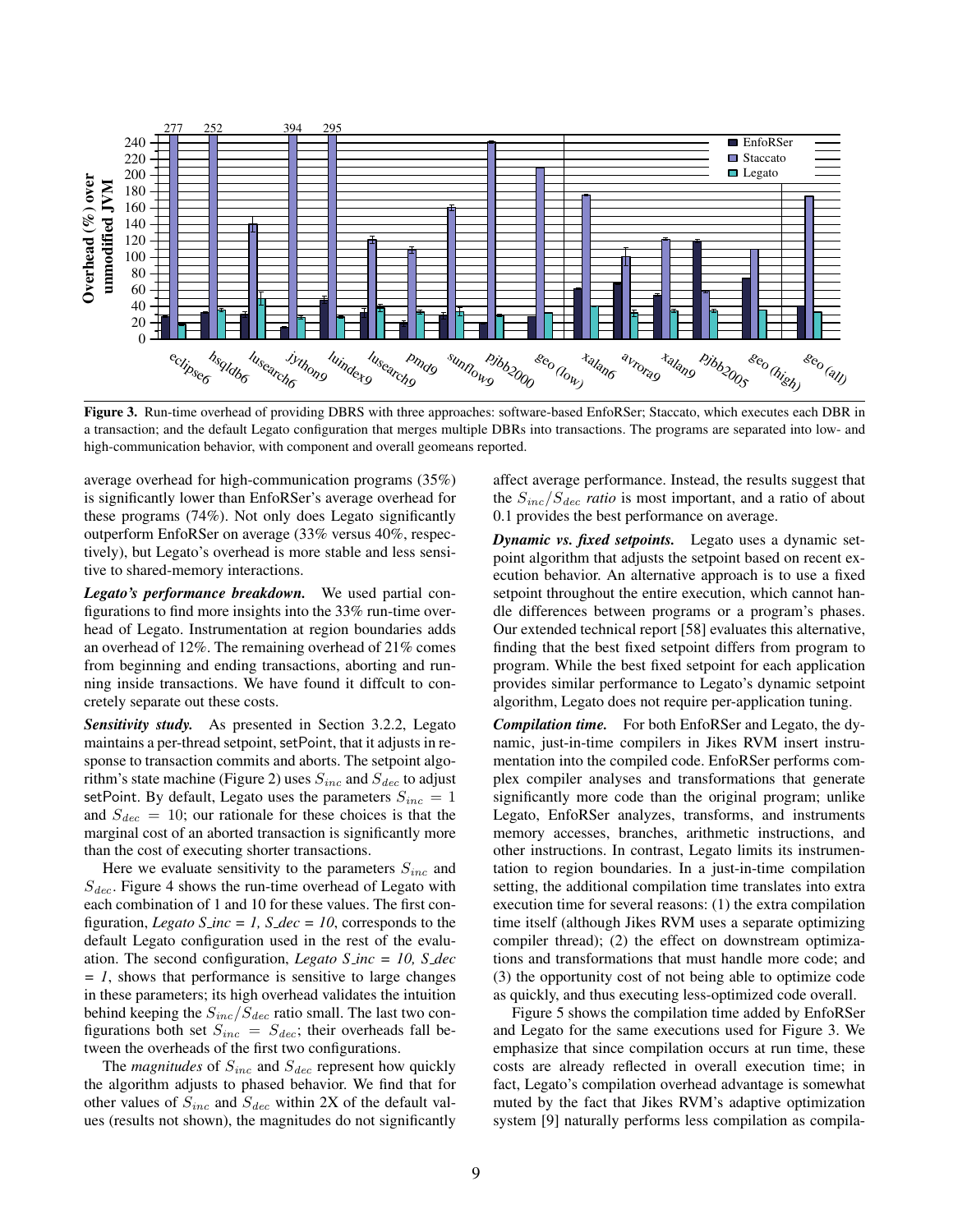**Figure 3.** Run-time overhead of providing DBRS with three approaches: software-based EnfoRSer; Staccato, which executes each DBR in a transaction; and the default Legato configuration that merges multiple DBRs into transactions. The programs are separated into low- and high-communication behavior, with component and overall geomeans reported.

average overhead for high-communication programs (35%) is significantly lower than EnfoRSer's average overhead for these programs (74%). Not only does Legato significantly outperform EnfoRSer on average (33% versus 40%, respectively), but Legato's overhead is more stable and less sensitive to shared-memory interactions.

***Legato's performance breakdown.*** We used partial configurations to find more insights into the 33% run-time overhead of Legato. Instrumentation at region boundaries adds an overhead of 12%. The remaining overhead of 21% comes from beginning and ending transactions, aborting and running inside transactions. We have found it diffcult to concretely separate out these costs.

***Sensitivity study.*** As presented in Section 3.2.2, Legato maintains a per-thread setpoint, setPoint, that it adjusts in response to transaction commits and aborts. The setpoint algorithm's state machine (Figure 2) uses $S_{inc}$ and $S_{dec}$ to adjust setPoint. By default, Legato uses the parameters $S_{inc} = 1$ and $S_{dec} = 10$; our rationale for these choices is that the marginal cost of an aborted transaction is significantly more than the cost of executing shorter transactions.

Here we evaluate sensitivity to the parameters $S_{inc}$ and $S_{dec}$. Figure 4 shows the run-time overhead of Legato with each combination of 1 and 10 for these values. The first configuration, *Legato S_inc = 1, S_dec = 10*, corresponds to the default Legato configuration used in the rest of the evaluation. The second configuration, *Legato S_inc = 10, S_dec = 1*, shows that performance is sensitive to large changes in these parameters; its high overhead validates the intuition behind keeping the $S_{inc}/S_{dec}$ ratio small. The last two configurations both set $S_{inc} = S_{dec}$; their overheads fall between the overheads of the first two configurations.

The *magnitudes* of $S_{inc}$ and $S_{dec}$ represent how quickly the algorithm adjusts to phased behavior. We find that for other values of $S_{inc}$ and $S_{dec}$ within 2X of the default values (results not shown), the magnitudes do not significantly affect average performance. Instead, the results suggest that the $S_{inc}/S_{dec}$ *ratio* is most important, and a ratio of about 0.1 provides the best performance on average.

***Dynamic vs. fixed setpoints.*** Legato uses a dynamic setpoint algorithm that adjusts the setpoint based on recent execution behavior. An alternative approach is to use a fixed setpoint throughout the entire execution, which cannot handle differences between programs or a program's phases. Our extended technical report [58] evaluates this alternative, finding that the best fixed setpoint differs from program to program. While the best fixed setpoint for each application provides similar performance to Legato's dynamic setpoint algorithm, Legato does not require per-application tuning.

***Compilation time.*** For both EnfoRSer and Legato, the dynamic, just-in-time compilers in Jikes RVM insert instrumentation into the compiled code. EnfoRSer performs complex compiler analyses and transformations that generate significantly more code than the original program; unlike Legato, EnfoRSer analyzes, transforms, and instruments memory accesses, branches, arithmetic instructions, and other instructions. In contrast, Legato limits its instrumentation to region boundaries. In a just-in-time compilation setting, the additional compilation time translates into extra execution time for several reasons: (1) the extra compilation time itself (although Jikes RVM uses a separate optimizing compiler thread); (2) the effect on downstream optimizations and transformations that must handle more code; and (3) the opportunity cost of not being able to optimize code as quickly, and thus executing less-optimized code overall.

Figure 5 shows the compilation time added by EnfoRSer and Legato for the same executions used for Figure 3. We emphasize that since compilation occurs at run time, these costs are already reflected in overall execution time; in fact, Legato's compilation overhead advantage is somewhat muted by the fact that Jikes RVM's adaptive optimization system [9] naturally performs less compilation as compila-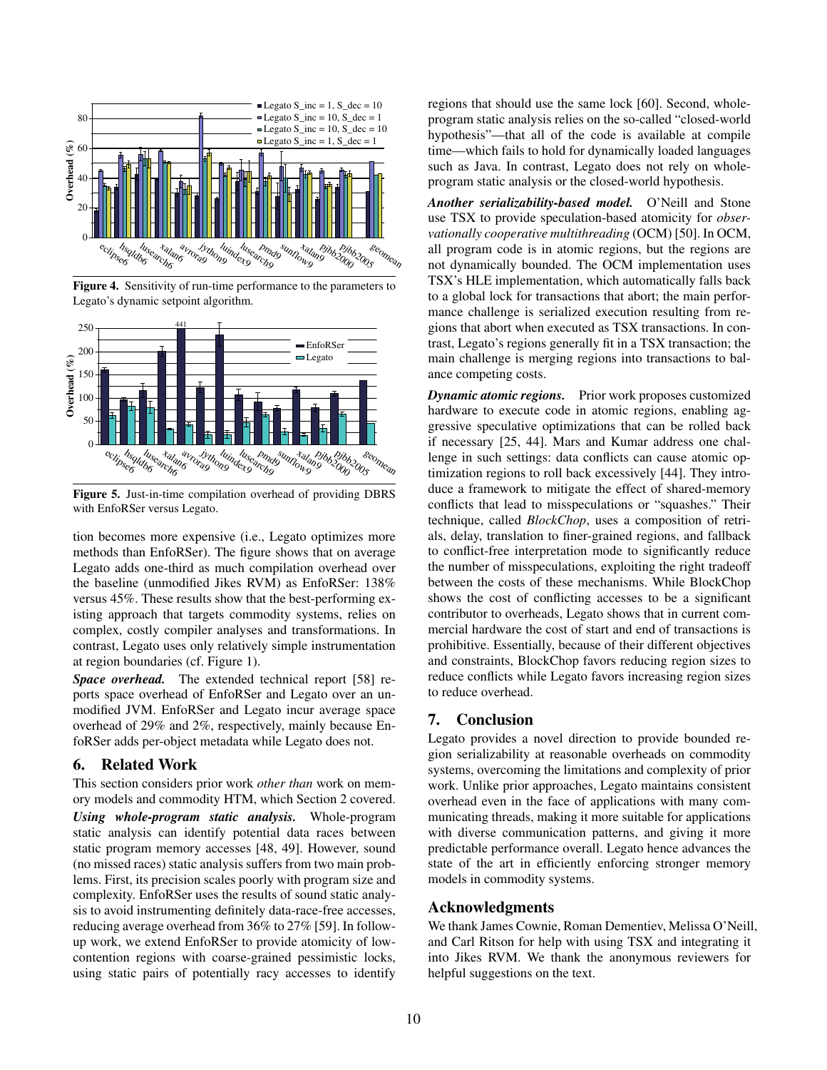Figure 4. Sensitivity of run-time performance to the parameters to Legato's dynamic setpoint algorithm.

Figure 5. Just-in-time compilation overhead of providing DBRS with EnfoRSer versus Legato.

tion becomes more expensive (i.e., Legato optimizes more methods than EnfoRSer). The figure shows that on average Legato adds one-third as much compilation overhead over the baseline (unmodified Jikes RVM) as EnfoRSer: 138% versus 45%. These results show that the best-performing existing approach that targets commodity systems, relies on complex, costly compiler analyses and transformations. In contrast, Legato uses only relatively simple instrumentation at region boundaries (cf. Figure 1).

***Space overhead.*** The extended technical report [58] reports space overhead of EnfoRSer and Legato over an unmodified JVM. EnfoRSer and Legato incur average space overhead of 29% and 2%, respectively, mainly because EnfoRSer adds per-object metadata while Legato does not.

## 6. Related Work

This section considers prior work *other than* work on memory models and commodity HTM, which Section 2 covered.

***Using whole-program static analysis.*** Whole-program static analysis can identify potential data races between static program memory accesses [48, 49]. However, sound (no missed races) static analysis suffers from two main problems. First, its precision scales poorly with program size and complexity. EnfoRSer uses the results of sound static analysis to avoid instrumenting definitely data-race-free accesses, reducing average overhead from 36% to 27% [59]. In follow-up work, we extend EnfoRSer to provide atomicity of low-contention regions with coarse-grained pessimistic locks, using static pairs of potentially racy accesses to identify regions that should use the same lock [60]. Second, whole-program static analysis relies on the so-called "closed-world hypothesis"—that all of the code is available at compile time—which fails to hold for dynamically loaded languages such as Java. In contrast, Legato does not rely on whole-program static analysis or the closed-world hypothesis.

***Another serializability-based model.*** O'Neill and Stone use TSX to provide speculation-based atomicity for *observationally cooperative multithreading* (OCM) [50]. In OCM, all program code is in atomic regions, but the regions are not dynamically bounded. The OCM implementation uses TSX's HLE implementation, which automatically falls back to a global lock for transactions that abort; the main performance challenge is serialized execution resulting from regions that abort when executed as TSX transactions. In contrast, Legato's regions generally fit in a TSX transaction; the main challenge is merging regions into transactions to balance competing costs.

***Dynamic atomic regions.*** Prior work proposes customized hardware to execute code in atomic regions, enabling aggressive speculative optimizations that can be rolled back if necessary [25, 44]. Mars and Kumar address one challenge in such settings: data conflicts can cause atomic optimization regions to roll back excessively [44]. They introduce a framework to mitigate the effect of shared-memory conflicts that lead to misspeculations or "squashes." Their technique, called *BlockChop*, uses a composition of retrials, delay, translation to finer-grained regions, and fallback to conflict-free interpretation mode to significantly reduce the number of misspeculations, exploiting the right tradeoff between the costs of these mechanisms. While BlockChop shows the cost of conflicting accesses to be a significant contributor to overheads, Legato shows that in current commercial hardware the cost of start and end of transactions is prohibitive. Essentially, because of their different objectives and constraints, BlockChop favors reducing region sizes to reduce conflicts while Legato favors increasing region sizes to reduce overhead.

## 7. Conclusion

Legato provides a novel direction to provide bounded region serializability at reasonable overheads on commodity systems, overcoming the limitations and complexity of prior work. Unlike prior approaches, Legato maintains consistent overhead even in the face of applications with many communicating threads, making it more suitable for applications with diverse communication patterns, and giving it more predictable performance overall. Legato hence advances the state of the art in efficiently enforcing stronger memory models in commodity systems.

## Acknowledgments

We thank James Cownie, Roman Dementiev, Melissa O'Neill, and Carl Ritson for help with using TSX and integrating it into Jikes RVM. We thank the anonymous reviewers for helpful suggestions on the text.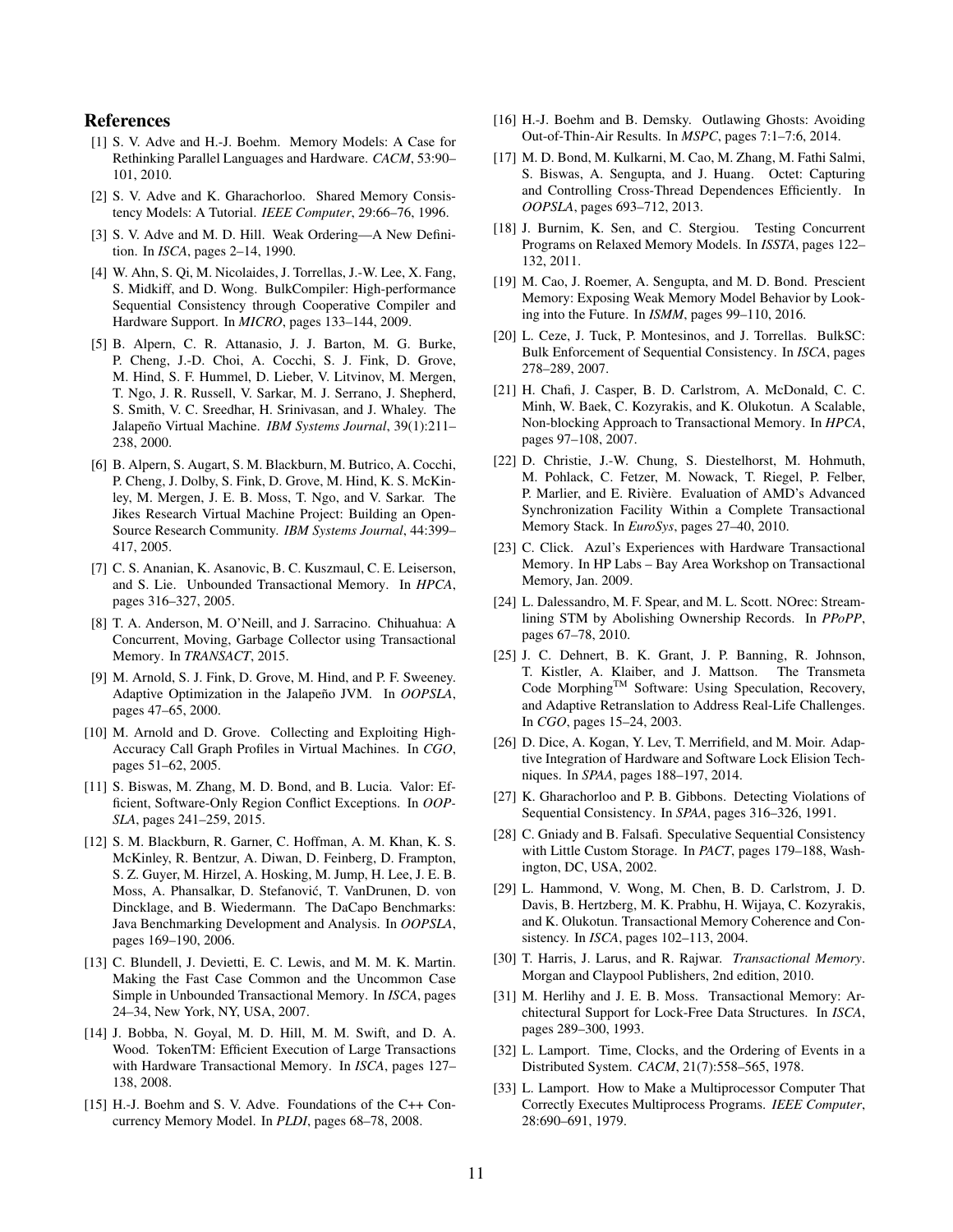## References

[1] S. V. Adve and H.-J. Boehm. Memory Models: A Case for Rethinking Parallel Languages and Hardware. *CACM*, 53:90–101, 2010.

[2] S. V. Adve and K. Gharachorloo. Shared Memory Consistency Models: A Tutorial. *IEEE Computer*, 29:66–76, 1996.

[3] S. V. Adve and M. D. Hill. Weak Ordering—A New Definition. In *ISCA*, pages 2–14, 1990.

[4] W. Ahn, S. Qi, M. Nicolaides, J. Torrellas, J.-W. Lee, X. Fang, S. Midkiff, and D. Wong. BulkCompiler: High-performance Sequential Consistency through Cooperative Compiler and Hardware Support. In *MICRO*, pages 133–144, 2009.

[5] B. Alpern, C. R. Attanasio, J. J. Barton, M. G. Burke, P. Cheng, J.-D. Choi, A. Cocchi, S. J. Fink, D. Grove, M. Hind, S. F. Hummel, D. Lieber, V. Litvinov, M. Mergen, T. Ngo, J. R. Russell, V. Sarkar, M. J. Serrano, J. Shepherd, S. Smith, V. C. Sreedhar, H. Srinivasan, and J. Whaley. The Jalapeño Virtual Machine. *IBM Systems Journal*, 39(1):211–238, 2000.

[6] B. Alpern, S. Augart, S. M. Blackburn, M. Butrico, A. Cocchi, P. Cheng, J. Dolby, S. Fink, D. Grove, M. Hind, K. S. McKinley, M. Mergen, J. E. B. Moss, T. Ngo, and V. Sarkar. The Jikes Research Virtual Machine Project: Building an Open-Source Research Community. *IBM Systems Journal*, 44:399–417, 2005.

[7] C. S. Ananian, K. Asanovic, B. C. Kuszmaul, C. E. Leiserson, and S. Lie. Unbounded Transactional Memory. In *HPCA*, pages 316–327, 2005.

[8] T. A. Anderson, M. O'Neill, and J. Sarracino. Chihuahua: A Concurrent, Moving, Garbage Collector using Transactional Memory. In *TRANSACT*, 2015.

[9] M. Arnold, S. J. Fink, D. Grove, M. Hind, and P. F. Sweeney. Adaptive Optimization in the Jalapeño JVM. In *OOPSLA*, pages 47–65, 2000.

[10] M. Arnold and D. Grove. Collecting and Exploiting High-Accuracy Call Graph Profiles in Virtual Machines. In *CGO*, pages 51–62, 2005.

[11] S. Biswas, M. Zhang, M. D. Bond, and B. Lucia. Valor: Efficient, Software-Only Region Conflict Exceptions. In *OOPSLA*, pages 241–259, 2015.

[12] S. M. Blackburn, R. Garner, C. Hoffman, A. M. Khan, K. S. McKinley, R. Bentzur, A. Diwan, D. Feinberg, D. Frampton, S. Z. Guyer, M. Hirzel, A. Hosking, M. Jump, H. Lee, J. E. B. Moss, A. Phansalkar, D. Stefanović, T. VanDrunen, D. von Dincklage, and B. Wiedermann. The DaCapo Benchmarks: Java Benchmarking Development and Analysis. In *OOPSLA*, pages 169–190, 2006.

[13] C. Blundell, J. Devietti, E. C. Lewis, and M. M. K. Martin. Making the Fast Case Common and the Uncommon Case Simple in Unbounded Transactional Memory. In *ISCA*, pages 24–34, New York, NY, USA, 2007.

[14] J. Bobba, N. Goyal, M. D. Hill, M. M. Swift, and D. A. Wood. TokenTM: Efficient Execution of Large Transactions with Hardware Transactional Memory. In *ISCA*, pages 127–138, 2008.

[15] H.-J. Boehm and S. V. Adve. Foundations of the C++ Concurrency Memory Model. In *PLDI*, pages 68–78, 2008.

[16] H.-J. Boehm and B. Demsky. Outlawing Ghosts: Avoiding Out-of-Thin-Air Results. In *MSPC*, pages 7:1–7:6, 2014.

[17] M. D. Bond, M. Kulkarni, M. Cao, M. Zhang, M. Fathi Salmi, S. Biswas, A. Sengupta, and J. Huang. Octet: Capturing and Controlling Cross-Thread Dependences Efficiently. In *OOPSLA*, pages 693–712, 2013.

[18] J. Burnim, K. Sen, and C. Stergiou. Testing Concurrent Programs on Relaxed Memory Models. In *ISSTA*, pages 122–132, 2011.

[19] M. Cao, J. Roemer, A. Sengupta, and M. D. Bond. Prescient Memory: Exposing Weak Memory Model Behavior by Looking into the Future. In *ISMM*, pages 99–110, 2016.

[20] L. Ceze, J. Tuck, P. Montesinos, and J. Torrellas. BulkSC: Bulk Enforcement of Sequential Consistency. In *ISCA*, pages 278–289, 2007.

[21] H. Chafi, J. Casper, B. D. Carlstrom, A. McDonald, C. C. Minh, W. Baek, C. Kozyrakis, and K. Olukotun. A Scalable, Non-blocking Approach to Transactional Memory. In *HPCA*, pages 97–108, 2007.

[22] D. Christie, J.-W. Chung, S. Diestelhorst, M. Hohmuth, M. Pohlack, C. Fetzer, M. Nowack, T. Riegel, P. Felber, P. Marlier, and E. Rivière. Evaluation of AMD's Advanced Synchronization Facility Within a Complete Transactional Memory Stack. In *EuroSys*, pages 27–40, 2010.

[23] C. Click. Azul's Experiences with Hardware Transactional Memory. In HP Labs – Bay Area Workshop on Transactional Memory, Jan. 2009.

[24] L. Dalessandro, M. F. Spear, and M. L. Scott. NOrec: Streamlining STM by Abolishing Ownership Records. In *PPoPP*, pages 67–78, 2010.

[25] J. C. Dehnert, B. K. Grant, J. P. Banning, R. Johnson, T. Kistler, A. Klaiber, and J. Mattson. The Transmeta Code Morphing™ Software: Using Speculation, Recovery, and Adaptive Retranslation to Address Real-Life Challenges. In *CGO*, pages 15–24, 2003.

[26] D. Dice, A. Kogan, Y. Lev, T. Merrifield, and M. Moir. Adaptive Integration of Hardware and Software Lock Elision Techniques. In *SPAA*, pages 188–197, 2014.

[27] K. Gharachorloo and P. B. Gibbons. Detecting Violations of Sequential Consistency. In *SPAA*, pages 316–326, 1991.

[28] C. Gniady and B. Falsafi. Speculative Sequential Consistency with Little Custom Storage. In *PACT*, pages 179–188, Washington, DC, USA, 2002.

[29] L. Hammond, V. Wong, M. Chen, B. D. Carlstrom, J. D. Davis, B. Hertzberg, M. K. Prabhu, H. Wijaya, C. Kozyrakis, and K. Olukotun. Transactional Memory Coherence and Consistency. In *ISCA*, pages 102–113, 2004.

[30] T. Harris, J. Larus, and R. Rajwar. *Transactional Memory*. Morgan and Claypool Publishers, 2nd edition, 2010.

[31] M. Herlihy and J. E. B. Moss. Transactional Memory: Architectural Support for Lock-Free Data Structures. In *ISCA*, pages 289–300, 1993.

[32] L. Lamport. Time, Clocks, and the Ordering of Events in a Distributed System. *CACM*, 21(7):558–565, 1978.

[33] L. Lamport. How to Make a Multiprocessor Computer That Correctly Executes Multiprocess Programs. *IEEE Computer*, 28:690–691, 1979.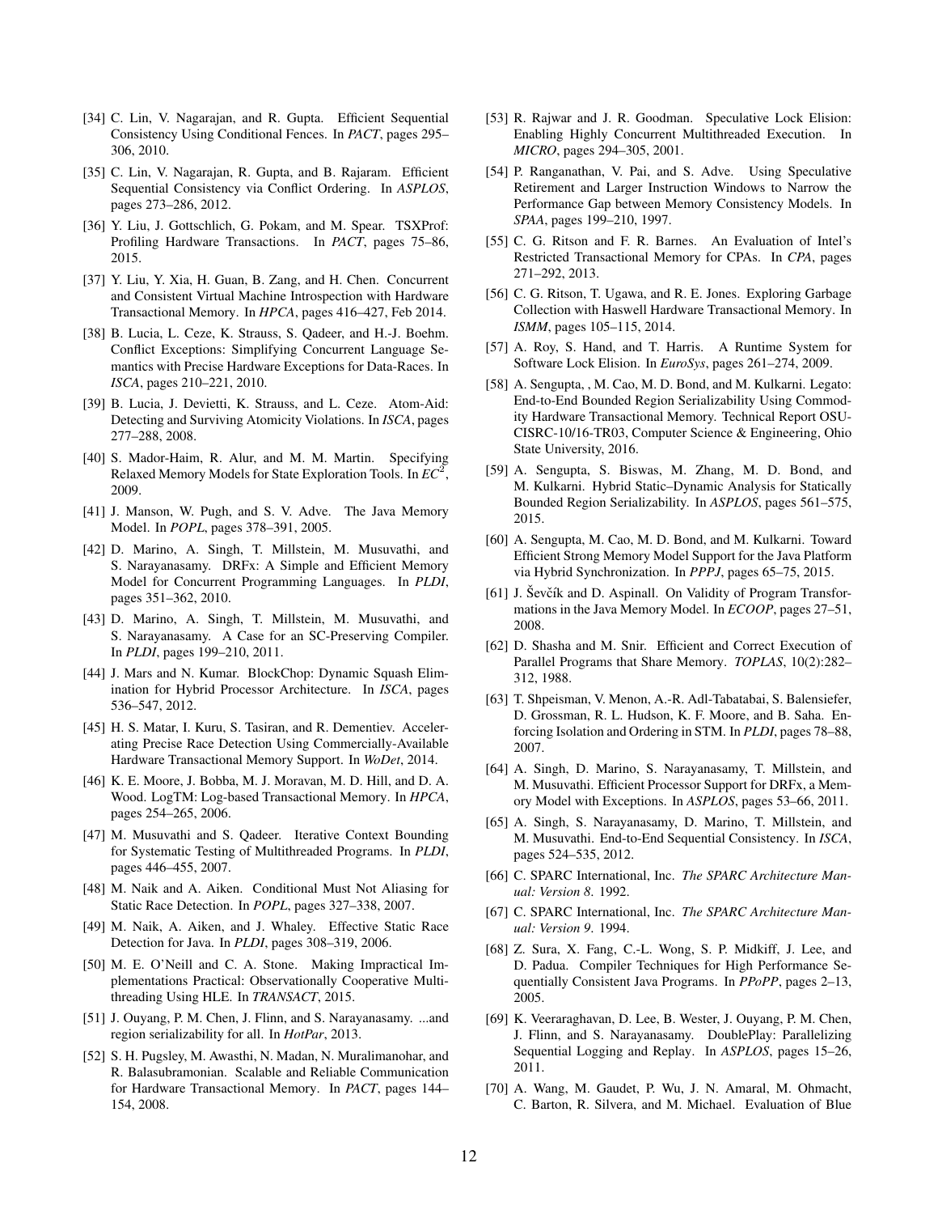[34] C. Lin, V. Nagarajan, and R. Gupta. Efficient Sequential Consistency Using Conditional Fences. In *PACT*, pages 295–306, 2010.

[35] C. Lin, V. Nagarajan, R. Gupta, and B. Rajaram. Efficient Sequential Consistency via Conflict Ordering. In *ASPLOS*, pages 273–286, 2012.

[36] Y. Liu, J. Gottschlich, G. Pokam, and M. Spear. TSXProf: Profiling Hardware Transactions. In *PACT*, pages 75–86, 2015.

[37] Y. Liu, Y. Xia, H. Guan, B. Zang, and H. Chen. Concurrent and Consistent Virtual Machine Introspection with Hardware Transactional Memory. In *HPCA*, pages 416–427, Feb 2014.

[38] B. Lucia, L. Ceze, K. Strauss, S. Qadeer, and H.-J. Boehm. Conflict Exceptions: Simplifying Concurrent Language Semantics with Precise Hardware Exceptions for Data-Races. In *ISCA*, pages 210–221, 2010.

[39] B. Lucia, J. Devietti, K. Strauss, and L. Ceze. Atom-Aid: Detecting and Surviving Atomicity Violations. In *ISCA*, pages 277–288, 2008.

[40] S. Mador-Haim, R. Alur, and M. M. Martin. Specifying Relaxed Memory Models for State Exploration Tools. In *$EC^2$*, 2009.

[41] J. Manson, W. Pugh, and S. V. Adve. The Java Memory Model. In *POPL*, pages 378–391, 2005.

[42] D. Marino, A. Singh, T. Millstein, M. Musuvathi, and S. Narayanasamy. DRFx: A Simple and Efficient Memory Model for Concurrent Programming Languages. In *PLDI*, pages 351–362, 2010.

[43] D. Marino, A. Singh, T. Millstein, M. Musuvathi, and S. Narayanasamy. A Case for an SC-Preserving Compiler. In *PLDI*, pages 199–210, 2011.

[44] J. Mars and N. Kumar. BlockChop: Dynamic Squash Elimination for Hybrid Processor Architecture. In *ISCA*, pages 536–547, 2012.

[45] H. S. Matar, I. Kuru, S. Tasiran, and R. Dementiev. Accelerating Precise Race Detection Using Commercially-Available Hardware Transactional Memory Support. In *WoDet*, 2014.

[46] K. E. Moore, J. Bobba, M. J. Moravan, M. D. Hill, and D. A. Wood. LogTM: Log-based Transactional Memory. In *HPCA*, pages 254–265, 2006.

[47] M. Musuvathi and S. Qadeer. Iterative Context Bounding for Systematic Testing of Multithreaded Programs. In *PLDI*, pages 446–455, 2007.

[48] M. Naik and A. Aiken. Conditional Must Not Aliasing for Static Race Detection. In *POPL*, pages 327–338, 2007.

[49] M. Naik, A. Aiken, and J. Whaley. Effective Static Race Detection for Java. In *PLDI*, pages 308–319, 2006.

[50] M. E. O'Neill and C. A. Stone. Making Impractical Implementations Practical: Observationally Cooperative Multithreading Using HLE. In *TRANSACT*, 2015.

[51] J. Ouyang, P. M. Chen, J. Flinn, and S. Narayanasamy. ...and region serializability for all. In *HotPar*, 2013.

[52] S. H. Pugsley, M. Awasthi, N. Madan, N. Muralimanohar, and R. Balasubramonian. Scalable and Reliable Communication for Hardware Transactional Memory. In *PACT*, pages 144–154, 2008.

[53] R. Rajwar and J. R. Goodman. Speculative Lock Elision: Enabling Highly Concurrent Multithreaded Execution. In *MICRO*, pages 294–305, 2001.

[54] P. Ranganathan, V. Pai, and S. Adve. Using Speculative Retirement and Larger Instruction Windows to Narrow the Performance Gap between Memory Consistency Models. In *SPAA*, pages 199–210, 1997.

[55] C. G. Ritson and F. R. Barnes. An Evaluation of Intel's Restricted Transactional Memory for CPAs. In *CPA*, pages 271–292, 2013.

[56] C. G. Ritson, T. Ugawa, and R. E. Jones. Exploring Garbage Collection with Haswell Hardware Transactional Memory. In *ISMM*, pages 105–115, 2014.

[57] A. Roy, S. Hand, and T. Harris. A Runtime System for Software Lock Elision. In *EuroSys*, pages 261–274, 2009.

[58] A. Sengupta, , M. Cao, M. D. Bond, and M. Kulkarni. Legato: End-to-End Bounded Region Serializability Using Commodity Hardware Transactional Memory. Technical Report OSU-CISRC-10/16-TR03, Computer Science & Engineering, Ohio State University, 2016.

[59] A. Sengupta, S. Biswas, M. Zhang, M. D. Bond, and M. Kulkarni. Hybrid Static–Dynamic Analysis for Statically Bounded Region Serializability. In *ASPLOS*, pages 561–575, 2015.

[60] A. Sengupta, M. Cao, M. D. Bond, and M. Kulkarni. Toward Efficient Strong Memory Model Support for the Java Platform via Hybrid Synchronization. In *PPPJ*, pages 65–75, 2015.

[61] J. Ševčík and D. Aspinall. On Validity of Program Transformations in the Java Memory Model. In *ECOOP*, pages 27–51, 2008.

[62] D. Shasha and M. Snir. Efficient and Correct Execution of Parallel Programs that Share Memory. *TOPLAS*, 10(2):282–312, 1988.

[63] T. Shpeisman, V. Menon, A.-R. Adl-Tabatabai, S. Balensiefer, D. Grossman, R. L. Hudson, K. F. Moore, and B. Saha. Enforcing Isolation and Ordering in STM. In *PLDI*, pages 78–88, 2007.

[64] A. Singh, D. Marino, S. Narayanasamy, T. Millstein, and M. Musuvathi. Efficient Processor Support for DRFx, a Memory Model with Exceptions. In *ASPLOS*, pages 53–66, 2011.

[65] A. Singh, S. Narayanasamy, D. Marino, T. Millstein, and M. Musuvathi. End-to-End Sequential Consistency. In *ISCA*, pages 524–535, 2012.

[66] C. SPARC International, Inc. *The SPARC Architecture Manual: Version 8*. 1992.

[67] C. SPARC International, Inc. *The SPARC Architecture Manual: Version 9*. 1994.

[68] Z. Sura, X. Fang, C.-L. Wong, S. P. Midkiff, J. Lee, and D. Padua. Compiler Techniques for High Performance Sequentially Consistent Java Programs. In *PPoPP*, pages 2–13, 2005.

[69] K. Veeraraghavan, D. Lee, B. Wester, J. Ouyang, P. M. Chen, J. Flinn, and S. Narayanasamy. DoublePlay: Parallelizing Sequential Logging and Replay. In *ASPLOS*, pages 15–26, 2011.

[70] A. Wang, M. Gaudet, P. Wu, J. N. Amaral, M. Ohmacht, C. Barton, R. Silvera, and M. Michael. Evaluation of Blue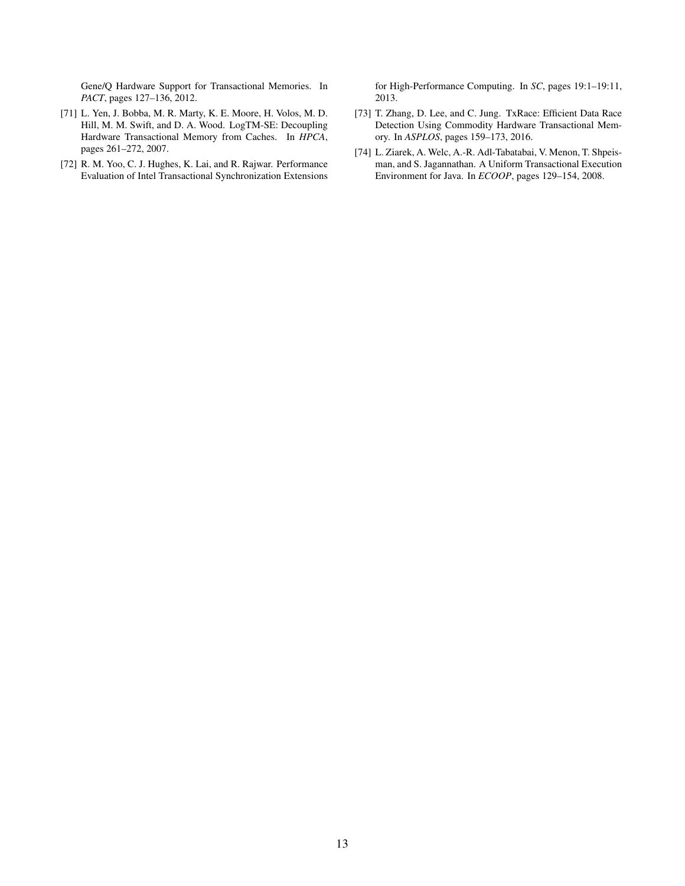Gene/Q Hardware Support for Transactional Memories. In *PACT*, pages 127–136, 2012.

[71] L. Yen, J. Bobba, M. R. Marty, K. E. Moore, H. Volos, M. D. Hill, M. M. Swift, and D. A. Wood. LogTM-SE: Decoupling Hardware Transactional Memory from Caches. In *HPCA*, pages 261–272, 2007.

[72] R. M. Yoo, C. J. Hughes, K. Lai, and R. Rajwar. Performance Evaluation of Intel Transactional Synchronization Extensions for High-Performance Computing. In *SC*, pages 19:1–19:11, 2013.

[73] T. Zhang, D. Lee, and C. Jung. TxRace: Efficient Data Race Detection Using Commodity Hardware Transactional Memory. In *ASPLOS*, pages 159–173, 2016.

[74] L. Ziarek, A. Welc, A.-R. Adl-Tabatabai, V. Menon, T. Shpeisman, and S. Jagannathan. A Uniform Transactional Execution Environment for Java. In *ECOOP*, pages 129–154, 2008.